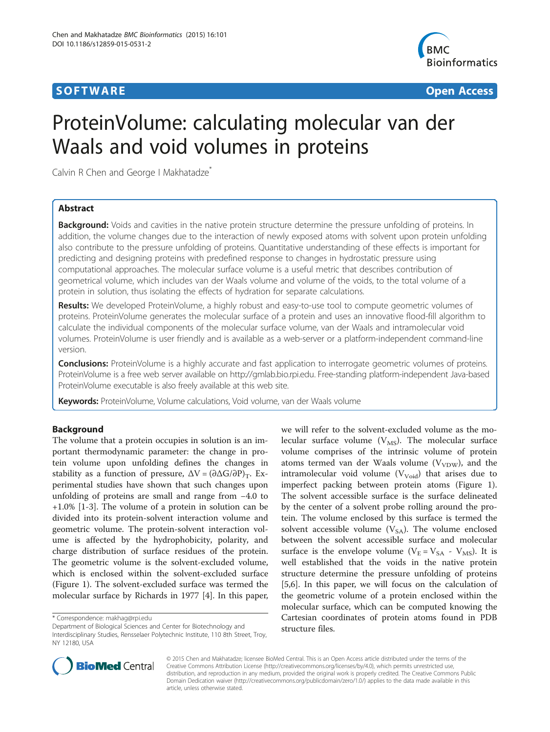SOFTWARE

Open Access

# ProteinVolume: calculating molecular van der Waals and void volumes in proteins

Calvin R Chen and George I Makhatadze*

## Abstract

**Background:** Voids and cavities in the native protein structure determine the pressure unfolding of proteins. In addition, the volume changes due to the interaction of newly exposed atoms with solvent upon protein unfolding also contribute to the pressure unfolding of proteins. Quantitative understanding of these effects is important for predicting and designing proteins with predefined response to changes in hydrostatic pressure using computational approaches. The molecular surface volume is a useful metric that describes contribution of geometrical volume, which includes van der Waals volume and volume of the voids, to the total volume of a protein in solution, thus isolating the effects of hydration for separate calculations.

**Results:** We developed ProteinVolume, a highly robust and easy-to-use tool to compute geometric volumes of proteins. ProteinVolume generates the molecular surface of a protein and uses an innovative flood-fill algorithm to calculate the individual components of the molecular surface volume, van der Waals and intramolecular void volumes. ProteinVolume is user friendly and is available as a web-server or a platform-independent command-line version.

**Conclusions:** ProteinVolume is a highly accurate and fast application to interrogate geometric volumes of proteins. ProteinVolume is a free web server available on http://gmlab.bio.rpi.edu. Free-standing platform-independent Java-based ProteinVolume executable is also freely available at this web site.

**Keywords:** ProteinVolume, Volume calculations, Void volume, van der Waals volume

## Background

The volume that a protein occupies in solution is an important thermodynamic parameter: the change in protein volume upon unfolding defines the changes in stability as a function of pressure, $\Delta V = (\partial \Delta G / \partial P)_T$. Experimental studies have shown that such changes upon unfolding of proteins are small and range from −4.0 to +1.0% [1-3]. The volume of a protein in solution can be divided into its protein-solvent interaction volume and geometric volume. The protein-solvent interaction volume is affected by the hydrophobicity, polarity, and charge distribution of surface residues of the protein. The geometric volume is the solvent-excluded volume, which is enclosed within the solvent-excluded surface (Figure 1). The solvent-excluded surface was termed the molecular surface by Richards in 1977 [4]. In this paper, we will refer to the solvent-excluded volume as the molecular surface volume ($V_{MS}$). The molecular surface volume comprises of the intrinsic volume of protein atoms termed van der Waals volume ($V_{VDW}$), and the intramolecular void volume ($V_{Void}$) that arises due to imperfect packing between protein atoms (Figure 1). The solvent accessible surface is the surface delineated by the center of a solvent probe rolling around the protein. The volume enclosed by this surface is termed the solvent accessible volume ($V_{SA}$). The volume enclosed between the solvent accessible surface and molecular surface is the envelope volume ($V_E = V_{SA} - V_{MS}$). It is well established that the voids in the native protein structure determine the pressure unfolding of proteins [5,6]. In this paper, we will focus on the calculation of the geometric volume of a protein enclosed within the molecular surface, which can be computed knowing the Cartesian coordinates of protein atoms found in PDB structure files.

* Correspondence: makhag@rpi.edu
Department of Biological Sciences and Center for Biotechnology and Interdisciplinary Studies, Rensselaer Polytechnic Institute, 110 8th Street, Troy, NY 12180, USA

© 2015 Chen and Makhatadze; licensee BioMed Central. This is an Open Access article distributed under the terms of the Creative Commons Attribution License (http://creativecommons.org/licenses/by/4.0), which permits unrestricted use, distribution, and reproduction in any medium, provided the original work is properly credited. The Creative Commons Public Domain Dedication waiver (http://creativecommons.org/publicdomain/zero/1.0/) applies to the data made available in this article, unless otherwise stated.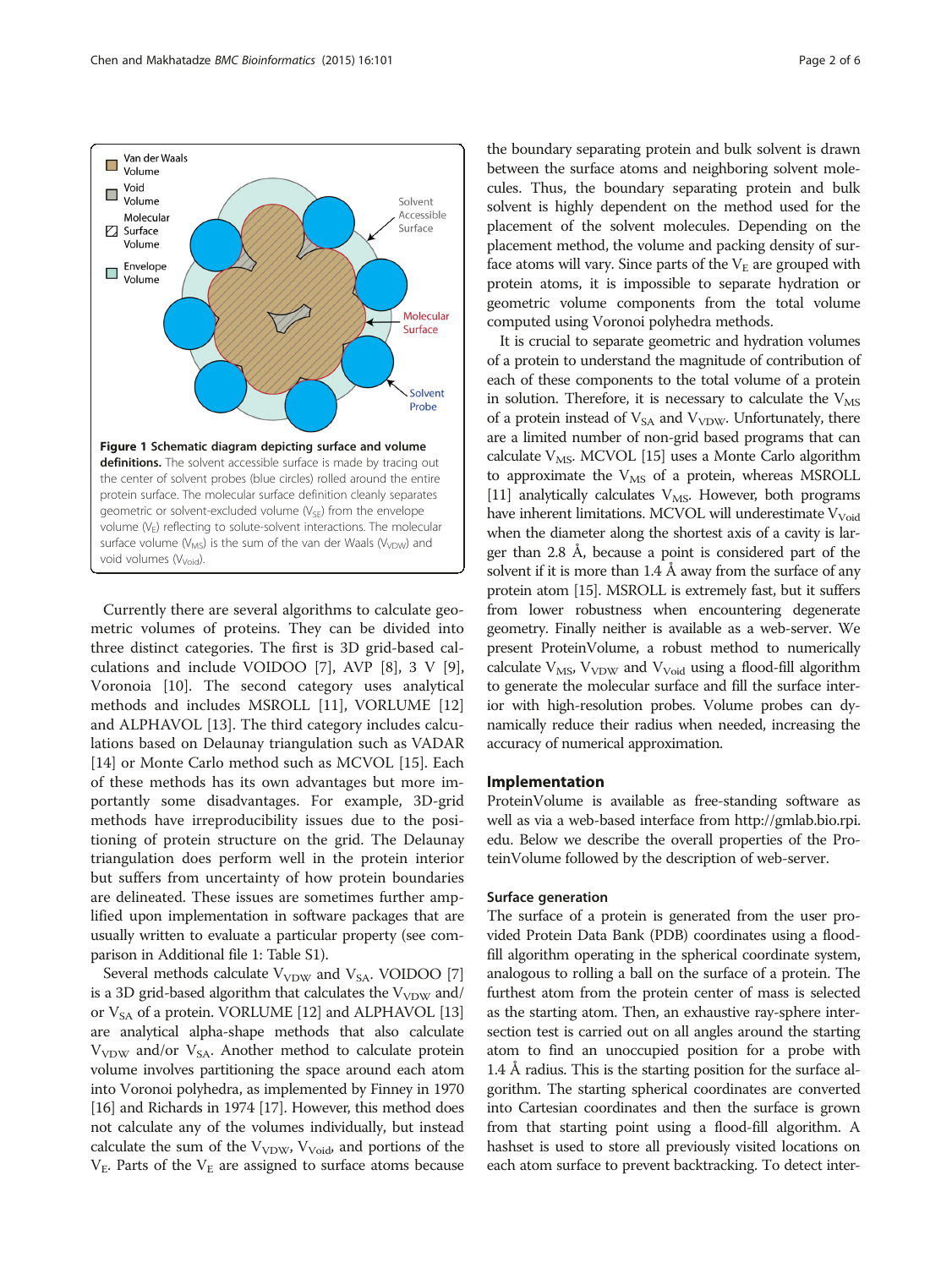**Figure 1 Schematic diagram depicting surface and volume definitions.** The solvent accessible surface is made by tracing out the center of solvent probes (blue circles) rolled around the entire protein surface. The molecular surface definition cleanly separates geometric or solvent-excluded volume ($V_{SE}$) from the envelope volume ($V_E$) reflecting to solute-solvent interactions. The molecular surface volume ($V_{MS}$) is the sum of the van der Waals ($V_{VDW}$) and void volumes ($V_{Void}$).

Currently there are several algorithms to calculate geometric volumes of proteins. They can be divided into three distinct categories. The first is 3D grid-based calculations and include VOIDOO [7], AVP [8], 3 V [9], Voronoia [10]. The second category uses analytical methods and includes MSROLL [11], VORLUME [12] and ALPHAVOL [13]. The third category includes calculations based on Delaunay triangulation such as VADAR [14] or Monte Carlo method such as MCVOL [15]. Each of these methods has its own advantages but more importantly some disadvantages. For example, 3D-grid methods have irreproducibility issues due to the positioning of protein structure on the grid. The Delaunay triangulation does perform well in the protein interior but suffers from uncertainty of how protein boundaries are delineated. These issues are sometimes further amplified upon implementation in software packages that are usually written to evaluate a particular property (see comparison in Additional file 1: Table S1).

Several methods calculate $V_{VDW}$ and $V_{SA}$. VOIDOO [7] is a 3D grid-based algorithm that calculates the $V_{VDW}$ and/or $V_{SA}$ of a protein. VORLUME [12] and ALPHAVOL [13] are analytical alpha-shape methods that also calculate $V_{VDW}$ and/or $V_{SA}$. Another method to calculate protein volume involves partitioning the space around each atom into Voronoi polyhedra, as implemented by Finney in 1970 [16] and Richards in 1974 [17]. However, this method does not calculate any of the volumes individually, but instead calculate the sum of the $V_{VDW}$, $V_{Void}$, and portions of the $V_E$. Parts of the $V_E$ are assigned to surface atoms because the boundary separating protein and bulk solvent is drawn between the surface atoms and neighboring solvent molecules. Thus, the boundary separating protein and bulk solvent is highly dependent on the method used for the placement of the solvent molecules. Depending on the placement method, the volume and packing density of surface atoms will vary. Since parts of the $V_E$ are grouped with protein atoms, it is impossible to separate hydration or geometric volume components from the total volume computed using Voronoi polyhedra methods.

It is crucial to separate geometric and hydration volumes of a protein to understand the magnitude of contribution of each of these components to the total volume of a protein in solution. Therefore, it is necessary to calculate the $V_{MS}$ of a protein instead of $V_{SA}$ and $V_{VDW}$. Unfortunately, there are a limited number of non-grid based programs that can calculate $V_{MS}$. MCVOL [15] uses a Monte Carlo algorithm to approximate the $V_{MS}$ of a protein, whereas MSROLL [11] analytically calculates $V_{MS}$. However, both programs have inherent limitations. MCVOL will underestimate $V_{Void}$ when the diameter along the shortest axis of a cavity is larger than 2.8 Å, because a point is considered part of the solvent if it is more than 1.4 Å away from the surface of any protein atom [15]. MSROLL is extremely fast, but it suffers from lower robustness when encountering degenerate geometry. Finally neither is available as a web-server. We present ProteinVolume, a robust method to numerically calculate $V_{MS}$, $V_{VDW}$ and $V_{Void}$ using a flood-fill algorithm to generate the molecular surface and fill the surface interior with high-resolution probes. Volume probes can dynamically reduce their radius when needed, increasing the accuracy of numerical approximation.

## Implementation

ProteinVolume is available as free-standing software as well as via a web-based interface from http://gmlab.bio.rpi.edu. Below we describe the overall properties of the ProteinVolume followed by the description of web-server.

### Surface generation

The surface of a protein is generated from the user provided Protein Data Bank (PDB) coordinates using a flood-fill algorithm operating in the spherical coordinate system, analogous to rolling a ball on the surface of a protein. The furthest atom from the protein center of mass is selected as the starting atom. Then, an exhaustive ray-sphere intersection test is carried out on all angles around the starting atom to find an unoccupied position for a probe with 1.4 Å radius. This is the starting position for the surface algorithm. The starting spherical coordinates are converted into Cartesian coordinates and then the surface is grown from that starting point using a flood-fill algorithm. A hashset is used to store all previously visited locations on each atom surface to prevent backtracking. To detect inter-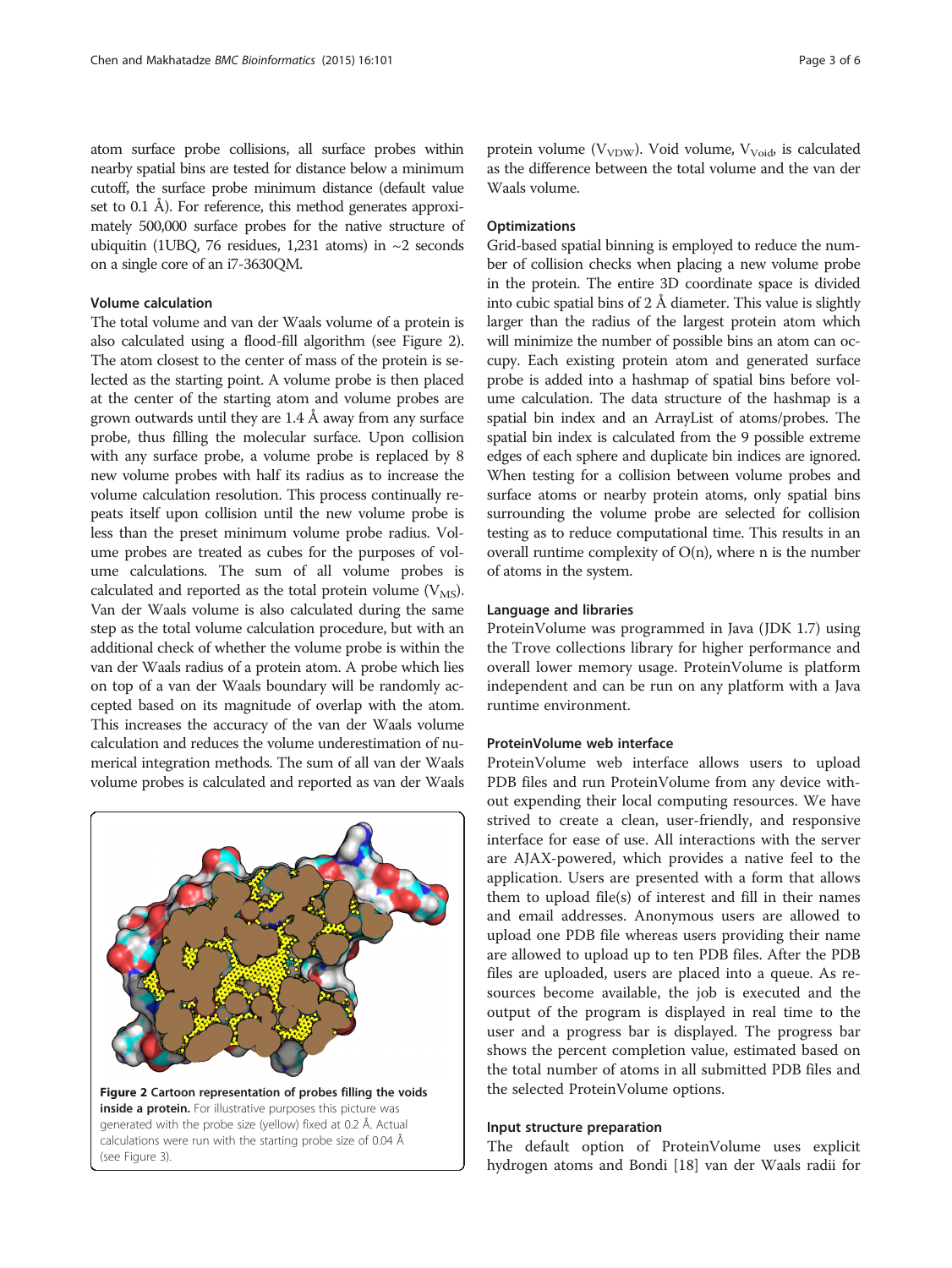atom surface probe collisions, all surface probes within nearby spatial bins are tested for distance below a minimum cutoff, the surface probe minimum distance (default value set to 0.1 Å). For reference, this method generates approximately 500,000 surface probes for the native structure of ubiquitin (1UBQ, 76 residues, 1,231 atoms) in ~2 seconds on a single core of an i7-3630QM.

### Volume calculation

The total volume and van der Waals volume of a protein is also calculated using a flood-fill algorithm (see Figure 2). The atom closest to the center of mass of the protein is selected as the starting point. A volume probe is then placed at the center of the starting atom and volume probes are grown outwards until they are 1.4 Å away from any surface probe, thus filling the molecular surface. Upon collision with any surface probe, a volume probe is replaced by 8 new volume probes with half its radius as to increase the volume calculation resolution. This process continually repeats itself upon collision until the new volume probe is less than the preset minimum volume probe radius. Volume probes are treated as cubes for the purposes of volume calculations. The sum of all volume probes is calculated and reported as the total protein volume ($V_{MS}$). Van der Waals volume is also calculated during the same step as the total volume calculation procedure, but with an additional check of whether the volume probe is within the van der Waals radius of a protein atom. A probe which lies on top of a van der Waals boundary will be randomly accepted based on its magnitude of overlap with the atom. This increases the accuracy of the van der Waals volume calculation and reduces the volume underestimation of numerical integration methods. The sum of all van der Waals volume probes is calculated and reported as van der Waals protein volume ($V_{VDW}$). Void volume, $V_{Void}$, is calculated as the difference between the total volume and the van der Waals volume.

**Figure 2 Cartoon representation of probes filling the voids inside a protein.** For illustrative purposes this picture was generated with the probe size (yellow) fixed at 0.2 Å. Actual calculations were run with the starting probe size of 0.04 Å (see Figure 3).

### Optimizations

Grid-based spatial binning is employed to reduce the number of collision checks when placing a new volume probe in the protein. The entire 3D coordinate space is divided into cubic spatial bins of 2 Å diameter. This value is slightly larger than the radius of the largest protein atom which will minimize the number of possible bins an atom can occupy. Each existing protein atom and generated surface probe is added into a hashmap of spatial bins before volume calculation. The data structure of the hashmap is a spatial bin index and an ArrayList of atoms/probes. The spatial bin index is calculated from the 9 possible extreme edges of each sphere and duplicate bin indices are ignored. When testing for a collision between volume probes and surface atoms or nearby protein atoms, only spatial bins surrounding the volume probe are selected for collision testing as to reduce computational time. This results in an overall runtime complexity of O(n), where n is the number of atoms in the system.

### Language and libraries

ProteinVolume was programmed in Java (JDK 1.7) using the Trove collections library for higher performance and overall lower memory usage. ProteinVolume is platform independent and can be run on any platform with a Java runtime environment.

### ProteinVolume web interface

ProteinVolume web interface allows users to upload PDB files and run ProteinVolume from any device without expending their local computing resources. We have strived to create a clean, user-friendly, and responsive interface for ease of use. All interactions with the server are AJAX-powered, which provides a native feel to the application. Users are presented with a form that allows them to upload file(s) of interest and fill in their names and email addresses. Anonymous users are allowed to upload one PDB file whereas users providing their name are allowed to upload up to ten PDB files. After the PDB files are uploaded, users are placed into a queue. As resources become available, the job is executed and the output of the program is displayed in real time to the user and a progress bar is displayed. The progress bar shows the percent completion value, estimated based on the total number of atoms in all submitted PDB files and the selected ProteinVolume options.

### Input structure preparation

The default option of ProteinVolume uses explicit hydrogen atoms and Bondi [18] van der Waals radii for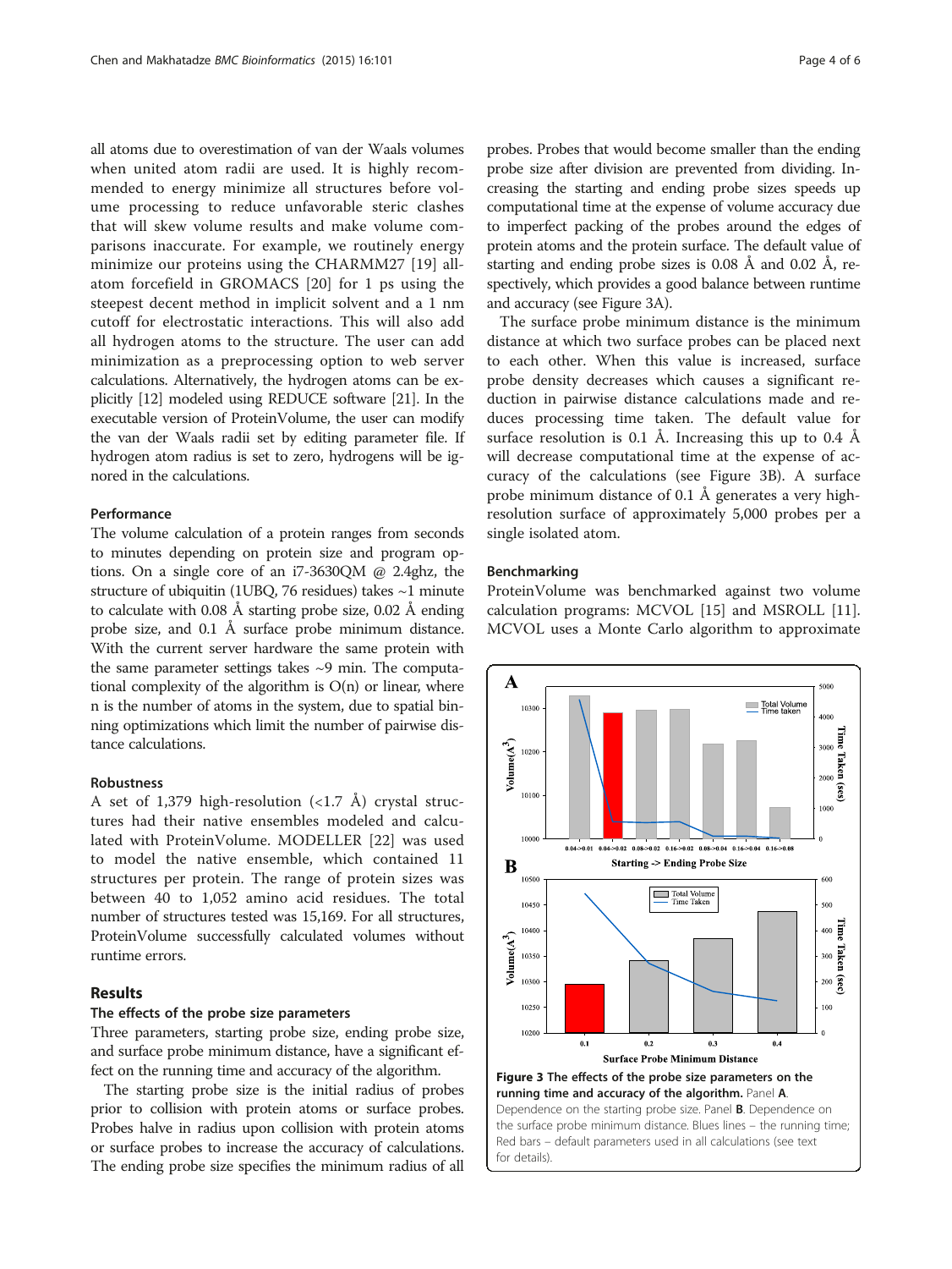all atoms due to overestimation of van der Waals volumes when united atom radii are used. It is highly recommended to energy minimize all structures before volume processing to reduce unfavorable steric clashes that will skew volume results and make volume comparisons inaccurate. For example, we routinely energy minimize our proteins using the CHARMM27 [19] all-atom forcefield in GROMACS [20] for 1 ps using the steepest decent method in implicit solvent and a 1 nm cutoff for electrostatic interactions. This will also add all hydrogen atoms to the structure. The user can add minimization as a preprocessing option to web server calculations. Alternatively, the hydrogen atoms can be explicitly [12] modeled using REDUCE software [21]. In the executable version of ProteinVolume, the user can modify the van der Waals radii set by editing parameter file. If hydrogen atom radius is set to zero, hydrogens will be ignored in the calculations.

#### Performance

The volume calculation of a protein ranges from seconds to minutes depending on protein size and program options. On a single core of an i7-3630QM @ 2.4ghz, the structure of ubiquitin (1UBQ, 76 residues) takes ~1 minute to calculate with 0.08 Å starting probe size, 0.02 Å ending probe size, and 0.1 Å surface probe minimum distance. With the current server hardware the same protein with the same parameter settings takes ~9 min. The computational complexity of the algorithm is O(n) or linear, where n is the number of atoms in the system, due to spatial binning optimizations which limit the number of pairwise distance calculations.

#### Robustness

A set of 1,379 high-resolution (<1.7 Å) crystal structures had their native ensembles modeled and calculated with ProteinVolume. MODELLER [22] was used to model the native ensemble, which contained 11 structures per protein. The range of protein sizes was between 40 to 1,052 amino acid residues. The total number of structures tested was 15,169. For all structures, ProteinVolume successfully calculated volumes without runtime errors.

## Results

### The effects of the probe size parameters

Three parameters, starting probe size, ending probe size, and surface probe minimum distance, have a significant effect on the running time and accuracy of the algorithm.

The starting probe size is the initial radius of probes prior to collision with protein atoms or surface probes. Probes halve in radius upon collision with protein atoms or surface probes to increase the accuracy of calculations. The ending probe size specifies the minimum radius of all probes. Probes that would become smaller than the ending probe size after division are prevented from dividing. Increasing the starting and ending probe sizes speeds up computational time at the expense of volume accuracy due to imperfect packing of the probes around the edges of protein atoms and the protein surface. The default value of starting and ending probe sizes is 0.08 Å and 0.02 Å, respectively, which provides a good balance between runtime and accuracy (see Figure 3A).

The surface probe minimum distance is the minimum distance at which two surface probes can be placed next to each other. When this value is increased, surface probe density decreases which causes a significant reduction in pairwise distance calculations made and reduces processing time taken. The default value for surface resolution is 0.1 Å. Increasing this up to 0.4 Å will decrease computational time at the expense of accuracy of the calculations (see Figure 3B). A surface probe minimum distance of 0.1 Å generates a very high-resolution surface of approximately 5,000 probes per a single isolated atom.

#### Benchmarking

ProteinVolume was benchmarked against two volume calculation programs: MCVOL [15] and MSROLL [11]. MCVOL uses a Monte Carlo algorithm to approximate

**Figure 3 The effects of the probe size parameters on the running time and accuracy of the algorithm.** Panel **A**. Dependence on the starting probe size. Panel **B**. Dependence on the surface probe minimum distance. Blues lines – the running time; Red bars – default parameters used in all calculations (see text for details).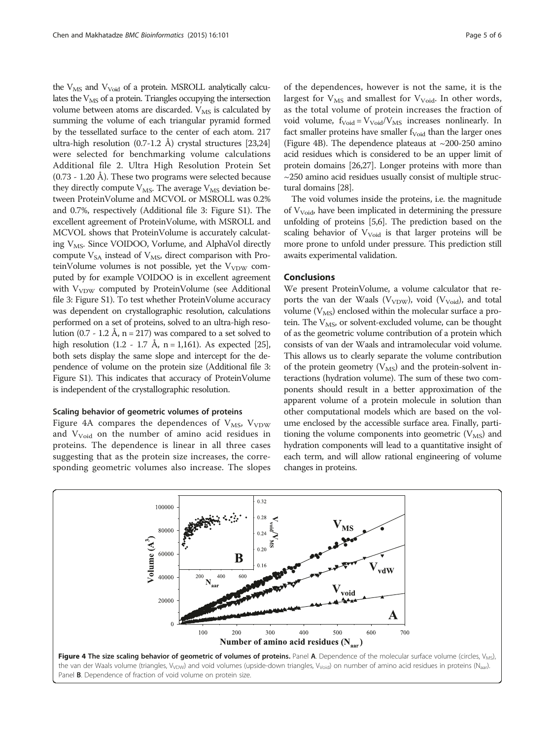the $V_{MS}$ and $V_{Void}$ of a protein. MSROLL analytically calculates the $V_{MS}$ of a protein. Triangles occupying the intersection volume between atoms are discarded. $V_{MS}$ is calculated by summing the volume of each triangular pyramid formed by the tessellated surface to the center of each atom. 217 ultra-high resolution (0.7-1.2 Å) crystal structures [23,24] were selected for benchmarking volume calculations Additional file 2. Ultra High Resolution Protein Set (0.73 - 1.20 Å). These two programs were selected because they directly compute $V_{MS}$. The average $V_{MS}$ deviation between ProteinVolume and MCVOL or MSROLL was 0.2% and 0.7%, respectively (Additional file 3: Figure S1). The excellent agreement of ProteinVolume, with MSROLL and MCVOL shows that ProteinVolume is accurately calculating $V_{MS}$. Since VOIDOO, Vorlume, and AlphaVol directly compute $V_{SA}$ instead of $V_{MS}$, direct comparison with ProteinVolume volumes is not possible, yet the $V_{VDW}$ computed by for example VOIDOO is in excellent agreement with $V_{VDW}$ computed by ProteinVolume (see Additional file 3: Figure S1). To test whether ProteinVolume accuracy was dependent on crystallographic resolution, calculations performed on a set of proteins, solved to an ultra-high resolution (0.7 - 1.2 Å, n = 217) was compared to a set solved to high resolution (1.2 - 1.7 Å, n = 1,161). As expected [25], both sets display the same slope and intercept for the dependence of volume on the protein size (Additional file 3: Figure S1). This indicates that accuracy of ProteinVolume is independent of the crystallographic resolution.

### Scaling behavior of geometric volumes of proteins

Figure 4A compares the dependences of $V_{MS}$, $V_{VDW}$ and $V_{Void}$ on the number of amino acid residues in proteins. The dependence is linear in all three cases suggesting that as the protein size increases, the corresponding geometric volumes also increase. The slopes of the dependences, however is not the same, it is the largest for $V_{MS}$ and smallest for $V_{Void}$. In other words, as the total volume of protein increases the fraction of void volume, $f_{Void} = V_{Void}/V_{MS}$ increases nonlinearly. In fact smaller proteins have smaller $f_{Void}$ than the larger ones (Figure 4B). The dependence plateaus at ~200-250 amino acid residues which is considered to be an upper limit of protein domains [26,27]. Longer proteins with more than ~250 amino acid residues usually consist of multiple structural domains [28].

The void volumes inside the proteins, i.e. the magnitude of $V_{Void}$, have been implicated in determining the pressure unfolding of proteins [5,6]. The prediction based on the scaling behavior of $V_{Void}$ is that larger proteins will be more prone to unfold under pressure. This prediction still awaits experimental validation.

## Conclusions

We present ProteinVolume, a volume calculator that reports the van der Waals ($V_{VDW}$), void ($V_{Void}$), and total volume ($V_{MS}$) enclosed within the molecular surface a protein. The $V_{MS}$, or solvent-excluded volume, can be thought of as the geometric volume contribution of a protein which consists of van der Waals and intramolecular void volume. This allows us to clearly separate the volume contribution of the protein geometry ($V_{MS}$) and the protein-solvent interactions (hydration volume). The sum of these two components should result in a better approximation of the apparent volume of a protein molecule in solution than other computational models which are based on the volume enclosed by the accessible surface area. Finally, partitioning the volume components into geometric ($V_{MS}$) and hydration components will lead to a quantitative insight of each term, and will allow rational engineering of volume changes in proteins.

**Figure 4 The size scaling behavior of geometric of volumes of proteins.** Panel **A**. Dependence of the molecular surface volume (circles, $V_{MS}$), the van der Waals volume (triangles, $V_{VDW}$) and void volumes (upside-down triangles, $V_{Void}$) on number of amino acid residues in proteins ($N_{aar}$). Panel **B**. Dependence of fraction of void volume on protein size.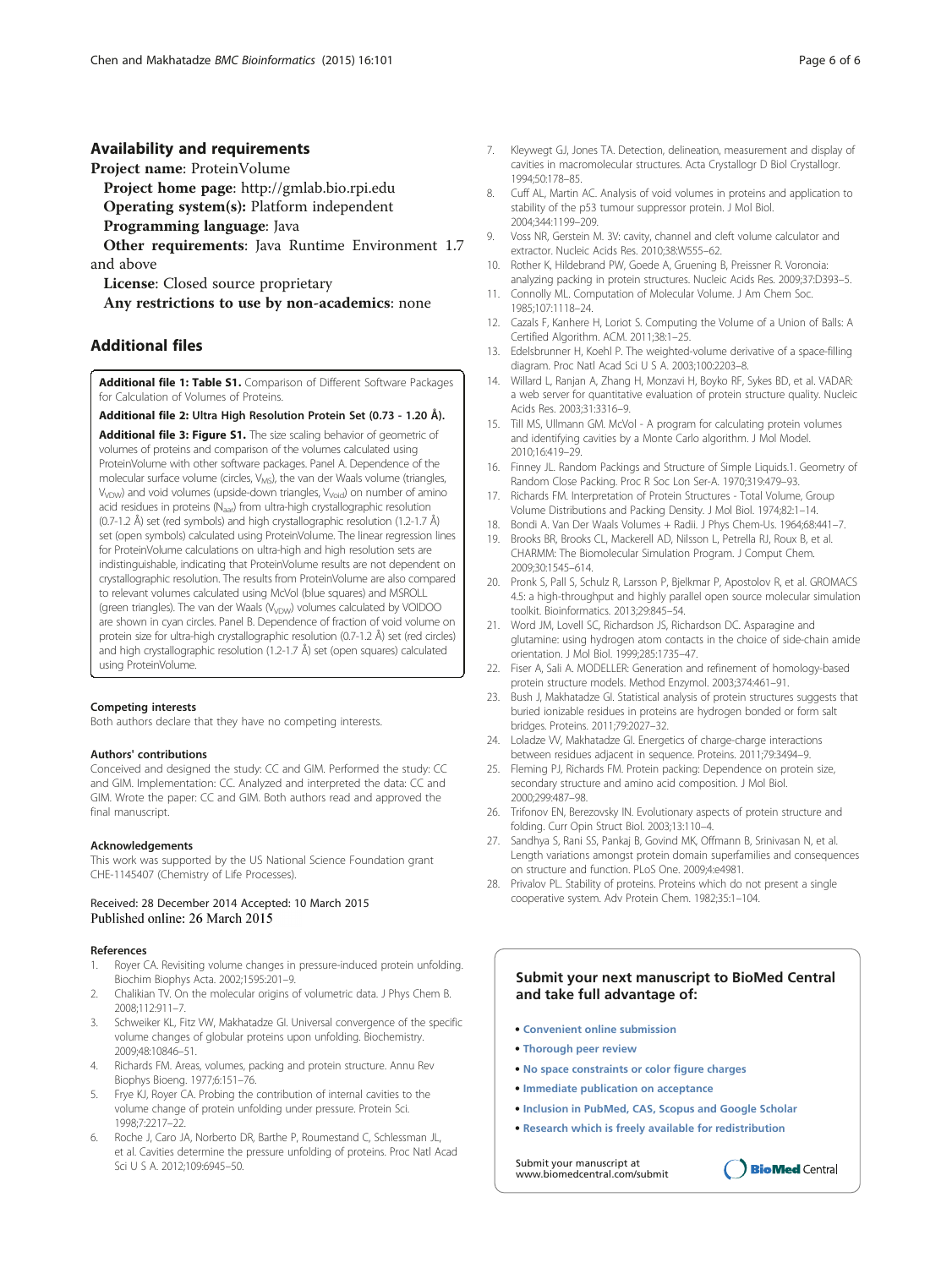## Availability and requirements

**Project name**: ProteinVolume

**Project home page**: http://gmlab.bio.rpi.edu

**Operating system(s):** Platform independent

**Programming language**: Java

**Other requirements**: Java Runtime Environment 1.7 and above

**License**: Closed source proprietary

**Any restrictions to use by non-academics**: none

## Additional files

**Additional file 1: Table S1.** Comparison of Different Software Packages for Calculation of Volumes of Proteins.

**Additional file 2: Ultra High Resolution Protein Set (0.73 - 1.20 Å).**

**Additional file 3: Figure S1.** The size scaling behavior of geometric of volumes of proteins and comparison of the volumes calculated using ProteinVolume with other software packages. Panel A. Dependence of the molecular surface volume (circles, $V_{MS}$), the van der Waals volume (triangles, $V_{VDW}$) and void volumes (upside-down triangles, $V_{Void}$) on number of amino acid residues in proteins ($N_{aa}$) from ultra-high crystallographic resolution (0.7-1.2 Å) set (red symbols) and high crystallographic resolution (1.2-1.7 Å) set (open symbols) calculated using ProteinVolume. The linear regression lines for ProteinVolume calculations on ultra-high and high resolution sets are indistinguishable, indicating that ProteinVolume results are not dependent on crystallographic resolution. The results from ProteinVolume are also compared to relevant volumes calculated using McVol (blue squares) and MSROLL (green triangles). The van der Waals ($V_{VDW}$) volumes calculated by VOIDOO are shown in cyan circles. Panel B. Dependence of fraction of void volume on protein size for ultra-high crystallographic resolution (0.7-1.2 Å) set (red circles) and high crystallographic resolution (1.2-1.7 Å) set (open squares) calculated using ProteinVolume.

#### Competing interests
Both authors declare that they have no competing interests.

#### Authors' contributions
Conceived and designed the study: CC and GIM. Performed the study: CC and GIM. Implementation: CC. Analyzed and interpreted the data: CC and GIM. Wrote the paper: CC and GIM. Both authors read and approved the final manuscript.

#### Acknowledgements
This work was supported by the US National Science Foundation grant CHE-1145407 (Chemistry of Life Processes).

Received: 28 December 2014 Accepted: 10 March 2015
Published online: 26 March 2015

#### References

1. Royer CA. Revisiting volume changes in pressure-induced protein unfolding. Biochim Biophys Acta. 2002;1595:201–9.
2. Chalikian TV. On the molecular origins of volumetric data. J Phys Chem B. 2008;112:911–7.
3. Schweiker KL, Fitz VW, Makhatadze GI. Universal convergence of the specific volume changes of globular proteins upon unfolding. Biochemistry. 2009;48:10846–51.
4. Richards FM. Areas, volumes, packing and protein structure. Annu Rev Biophys Bioeng. 1977;6:151–76.
5. Frye KJ, Royer CA. Probing the contribution of internal cavities to the volume change of protein unfolding under pressure. Protein Sci. 1998;7:2217–22.
6. Roche J, Caro JA, Norberto DR, Barthe P, Roumestand C, Schlessman JL, et al. Cavities determine the pressure unfolding of proteins. Proc Natl Acad Sci U S A. 2012;109:6945–50.
7. Kleywegt GJ, Jones TA. Detection, delineation, measurement and display of cavities in macromolecular structures. Acta Crystallogr D Biol Crystallogr. 1994;50:178–85.
8. Cuff AL, Martin AC. Analysis of void volumes in proteins and application to stability of the p53 tumour suppressor protein. J Mol Biol. 2004;344:1199–209.
9. Voss NR, Gerstein M. 3V: cavity, channel and cleft volume calculator and extractor. Nucleic Acids Res. 2010;38:W555–62.
10. Rother K, Hildebrand PW, Goede A, Gruening B, Preissner R. Voronoia: analyzing packing in protein structures. Nucleic Acids Res. 2009;37:D393–5.
11. Connolly ML. Computation of Molecular Volume. J Am Chem Soc. 1985;107:1118–24.
12. Cazals F, Kanhere H, Loriot S. Computing the Volume of a Union of Balls: A Certified Algorithm. ACM. 2011;38:1–25.
13. Edelsbrunner H, Koehl P. The weighted-volume derivative of a space-filling diagram. Proc Natl Acad Sci U S A. 2003;100:2203–8.
14. Willard L, Ranjan A, Zhang H, Monzavi H, Boyko RF, Sykes BD, et al. VADAR: a web server for quantitative evaluation of protein structure quality. Nucleic Acids Res. 2003;31:3316–9.
15. Till MS, Ullmann GM. McVol - A program for calculating protein volumes and identifying cavities by a Monte Carlo algorithm. J Mol Model. 2010;16:419–29.
16. Finney JL. Random Packings and Structure of Simple Liquids.1. Geometry of Random Close Packing. Proc R Soc Lon Ser-A. 1970;319:479–93.
17. Richards FM. Interpretation of Protein Structures - Total Volume, Group Volume Distributions and Packing Density. J Mol Biol. 1974;82:1–14.
18. Bondi A. Van Der Waals Volumes + Radii. J Phys Chem-Us. 1964;68:441–7.
19. Brooks BR, Brooks CL, Mackerell AD, Nilsson L, Petrella RJ, Roux B, et al. CHARMM: The Biomolecular Simulation Program. J Comput Chem. 2009;30:1545–614.
20. Pronk S, Pall S, Schulz R, Larsson P, Bjelkmar P, Apostolov R, et al. GROMACS 4.5: a high-throughput and highly parallel open source molecular simulation toolkit. Bioinformatics. 2013;29:845–54.
21. Word JM, Lovell SC, Richardson JS, Richardson DC. Asparagine and glutamine: using hydrogen atom contacts in the choice of side-chain amide orientation. J Mol Biol. 1999;285:1735–47.
22. Fiser A, Sali A. MODELLER: Generation and refinement of homology-based protein structure models. Method Enzymol. 2003;374:461–91.
23. Bush J, Makhatadze GI. Statistical analysis of protein structures suggests that buried ionizable residues in proteins are hydrogen bonded or form salt bridges. Proteins. 2011;79:2027–32.
24. Loladze VV, Makhatadze GI. Energetics of charge-charge interactions between residues adjacent in sequence. Proteins. 2011;79:3494–9.
25. Fleming PJ, Richards FM. Protein packing: Dependence on protein size, secondary structure and amino acid composition. J Mol Biol. 2000;299:487–98.
26. Trifonov EN, Berezovsky IN. Evolutionary aspects of protein structure and folding. Curr Opin Struct Biol. 2003;13:110–4.
27. Sandhya S, Rani SS, Pankaj B, Govind MK, Offmann B, Srinivasan N, et al. Length variations amongst protein domain superfamilies and consequences on structure and function. PLoS One. 2009;4:e4981.
28. Privalov PL. Stability of proteins. Proteins which do not present a single cooperative system. Adv Protein Chem. 1982;35:1–104.